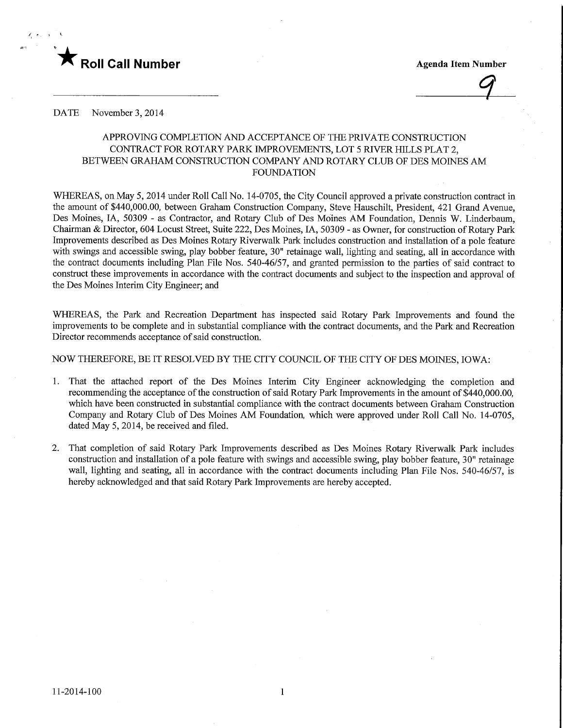★ **Roll Call Number**

**Agenda Item Number**

9

DATE November 3, 2014

APPROVING COMPLETION AND ACCEPTANCE OF THE PRIVATE CONSTRUCTION CONTRACT FOR ROTARY PARK IMPROVEMENTS, LOT 5 RIVER HILLS PLAT 2, BETWEEN GRAHAM CONSTRUCTION COMPANY AND ROTARY CLUB OF DES MOINES AM FOUNDATION

WHEREAS, on May 5, 2014 under Roll Call No. 14-0705, the City Council approved a private construction contract in the amount of $440,000.00, between Graham Construction Company, Steve Hauschilt, President, 421 Grand Avenue, Des Moines, IA, 50309 - as Contractor, and Rotary Club of Des Moines AM Foundation, Dennis W. Linderbaum, Chairman & Director, 604 Locust Street, Suite 222, Des Moines, IA, 50309 - as Owner, for construction of Rotary Park Improvements described as Des Moines Rotary Riverwalk Park includes construction and installation of a pole feature with swings and accessible swing, play bobber feature, 30" retainage wall, lighting and seating, all in accordance with the contract documents including Plan File Nos. 540-46/57, and granted permission to the parties of said contract to construct these improvements in accordance with the contract documents and subject to the inspection and approval of the Des Moines Interim City Engineer; and

WHEREAS, the Park and Recreation Department has inspected said Rotary Park Improvements and found the improvements to be complete and in substantial compliance with the contract documents, and the Park and Recreation Director recommends acceptance of said construction.

NOW THEREFORE, BE IT RESOLVED BY THE CITY COUNCIL OF THE CITY OF DES MOINES, IOWA:

1. That the attached report of the Des Moines Interim City Engineer acknowledging the completion and recommending the acceptance of the construction of said Rotary Park Improvements in the amount of $440,000.00, which have been constructed in substantial compliance with the contract documents between Graham Construction Company and Rotary Club of Des Moines AM Foundation, which were approved under Roll Call No. 14-0705, dated May 5, 2014, be received and filed.

2. That completion of said Rotary Park Improvements described as Des Moines Rotary Riverwalk Park includes construction and installation of a pole feature with swings and accessible swing, play bobber feature, 30" retainage wall, lighting and seating, all in accordance with the contract documents including Plan File Nos. 540-46/57, is hereby acknowledged and that said Rotary Park Improvements are hereby accepted.

11-2014-100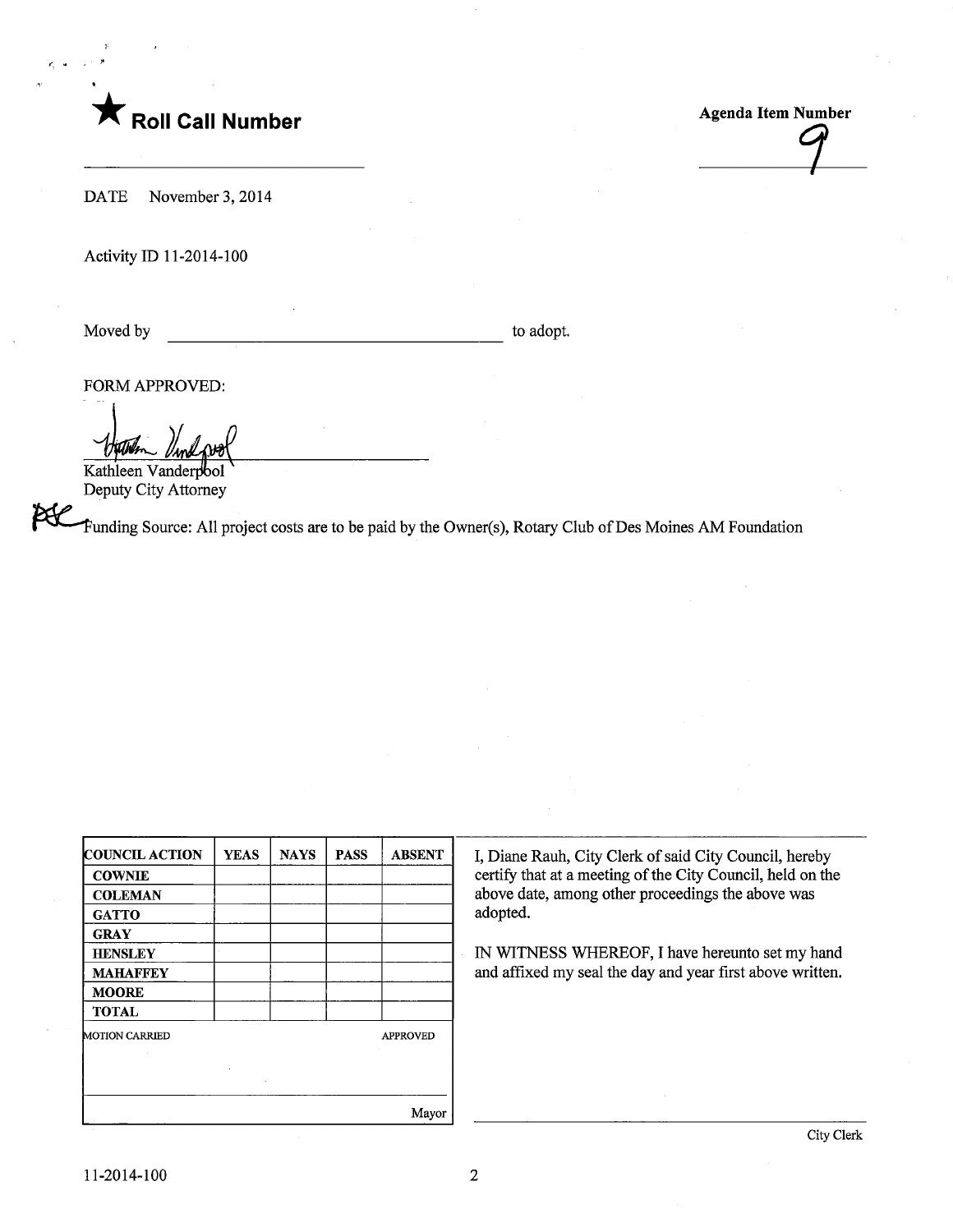★ **Roll Call Number**

**Agenda Item Number**

9

DATE November 3, 2014

Activity ID 11-2014-100

Moved by ________________________________ to adopt.

FORM APPROVED:

Kathleen Vanderpool
Deputy City Attorney

Funding Source: All project costs are to be paid by the Owner(s), Rotary Club of Des Moines AM Foundation

| COUNCIL ACTION | YEAS | NAYS | PASS | ABSENT |
|---|---|---|---|---|
| COWNIE | | | | |
| COLEMAN | | | | |
| GATTO | | | | |
| GRAY | | | | |
| HENSLEY | | | | |
| MAHAFFEY | | | | |
| MOORE | | | | |
| TOTAL | | | | |

MOTION CARRIED APPROVED

Mayor

I, Diane Rauh, City Clerk of said City Council, hereby certify that at a meeting of the City Council, held on the above date, among other proceedings the above was adopted.

IN WITNESS WHEREOF, I have hereunto set my hand and affixed my seal the day and year first above written.

City Clerk

11-2014-100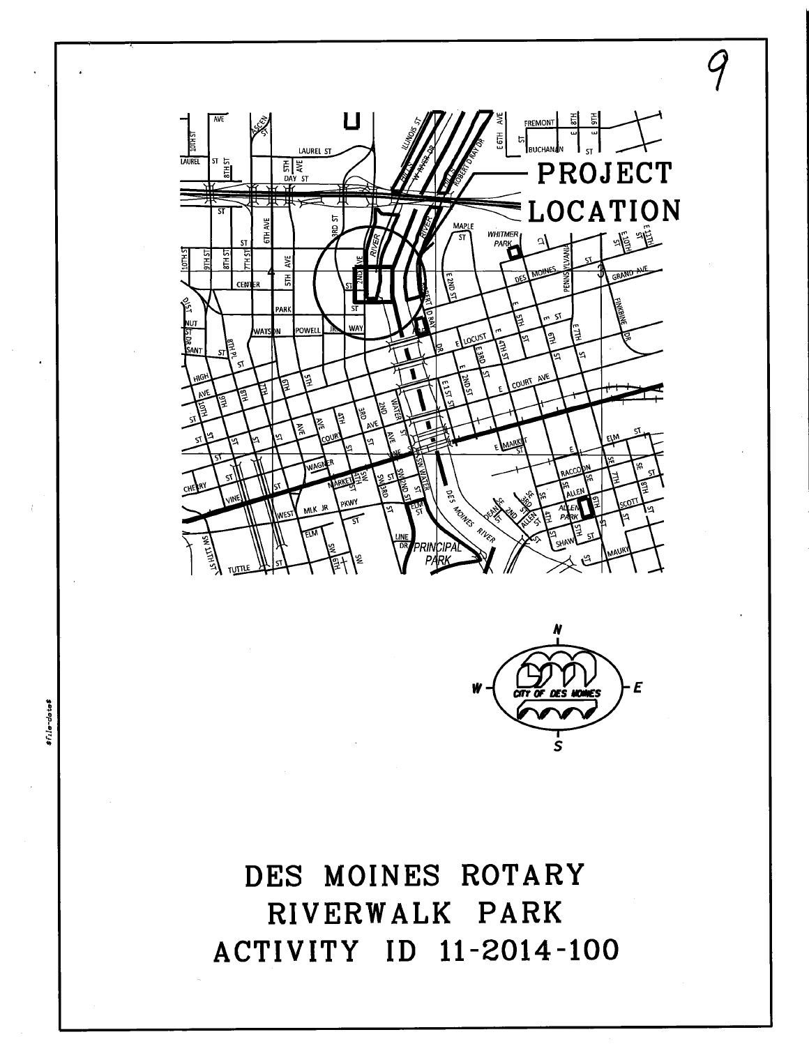PROJECT LOCATION

# DES MOINES ROTARY RIVERWALK PARK ACTIVITY ID 11-2014-100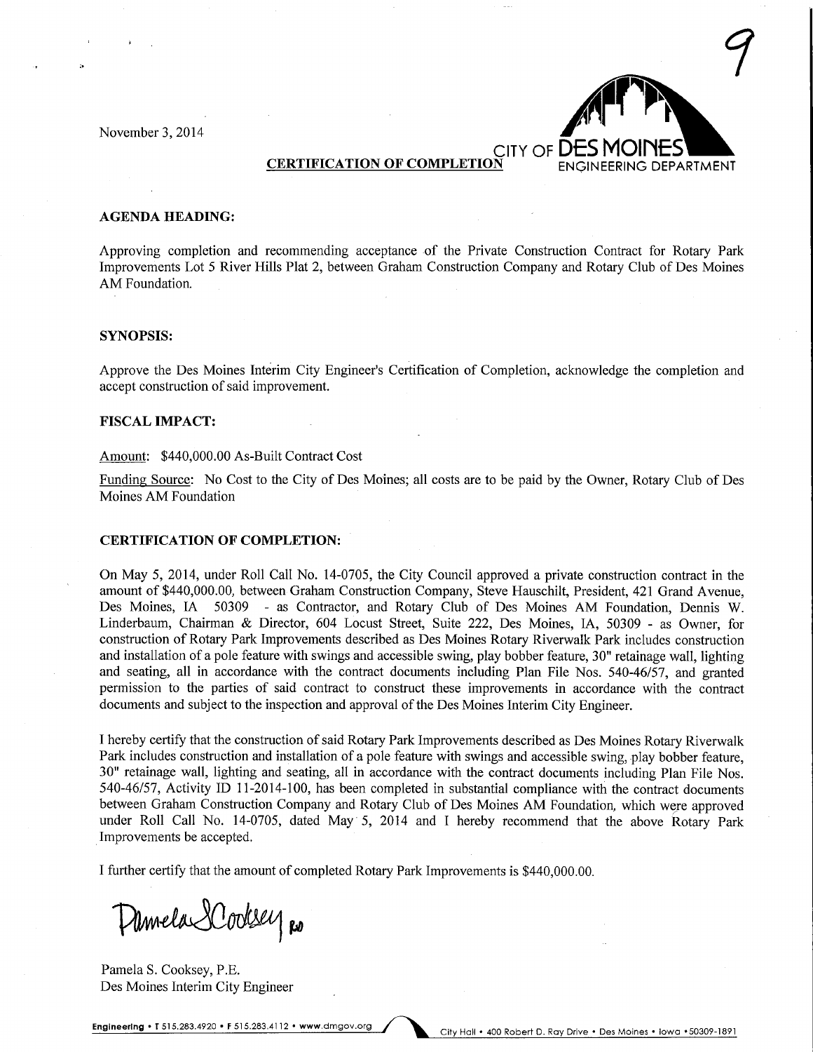November 3, 2014

CITY OF DES MOINES
ENGINEERING DEPARTMENT

**CERTIFICATION OF COMPLETION**

**AGENDA HEADING:**

Approving completion and recommending acceptance of the Private Construction Contract for Rotary Park Improvements Lot 5 River Hills Plat 2, between Graham Construction Company and Rotary Club of Des Moines AM Foundation.

**SYNOPSIS:**

Approve the Des Moines Interim City Engineer's Certification of Completion, acknowledge the completion and accept construction of said improvement.

**FISCAL IMPACT:**

Amount: $440,000.00 As-Built Contract Cost

Funding Source: No Cost to the City of Des Moines; all costs are to be paid by the Owner, Rotary Club of Des Moines AM Foundation

**CERTIFICATION OF COMPLETION:**

On May 5, 2014, under Roll Call No. 14-0705, the City Council approved a private construction contract in the amount of $440,000.00, between Graham Construction Company, Steve Hauschilt, President, 421 Grand Avenue, Des Moines, IA 50309 - as Contractor, and Rotary Club of Des Moines AM Foundation, Dennis W. Linderbaum, Chairman & Director, 604 Locust Street, Suite 222, Des Moines, IA, 50309 - as Owner, for construction of Rotary Park Improvements described as Des Moines Rotary Riverwalk Park includes construction and installation of a pole feature with swings and accessible swing, play bobber feature, 30" retainage wall, lighting and seating, all in accordance with the contract documents including Plan File Nos. 540-46/57, and granted permission to the parties of said contract to construct these improvements in accordance with the contract documents and subject to the inspection and approval of the Des Moines Interim City Engineer.

I hereby certify that the construction of said Rotary Park Improvements described as Des Moines Rotary Riverwalk Park includes construction and installation of a pole feature with swings and accessible swing, play bobber feature, 30" retainage wall, lighting and seating, all in accordance with the contract documents including Plan File Nos. 540-46/57, Activity ID 11-2014-100, has been completed in substantial compliance with the contract documents between Graham Construction Company and Rotary Club of Des Moines AM Foundation, which were approved under Roll Call No. 14-0705, dated May 5, 2014 and I hereby recommend that the above Rotary Park Improvements be accepted.

I further certify that the amount of completed Rotary Park Improvements is $440,000.00.

Pamela S. Cooksey, P.E.
Des Moines Interim City Engineer

Engineering • T 515.283.4920 • F 515.283.4112 • www.dmgov.org City Hall • 400 Robert D. Ray Drive • Des Moines • Iowa • 50309-1891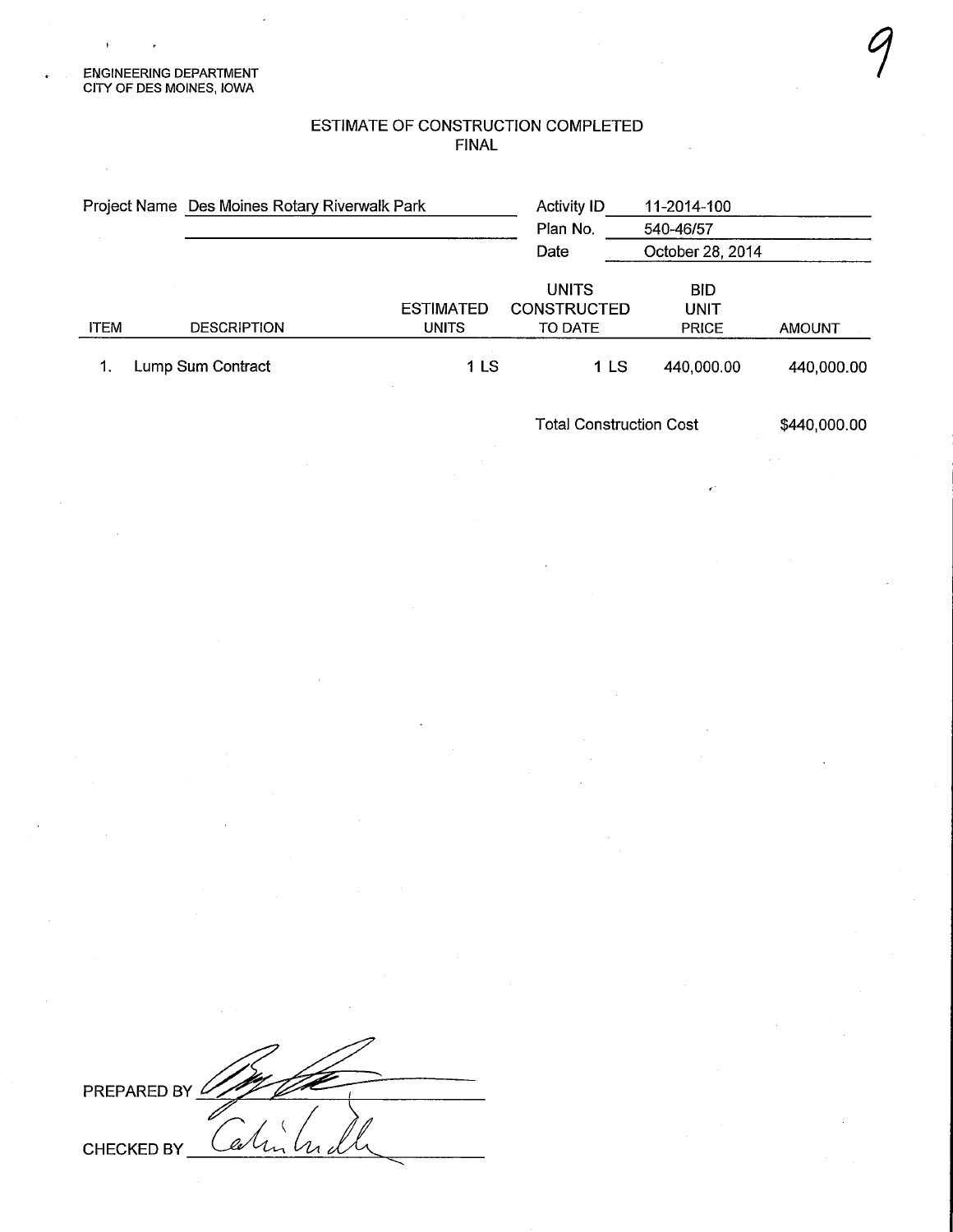ENGINEERING DEPARTMENT
CITY OF DES MOINES, IOWA

## ESTIMATE OF CONSTRUCTION COMPLETED
## FINAL

Project Name Des Moines Rotary Riverwalk Park

Activity ID 11-2014-100
Plan No. 540-46/57
Date October 28, 2014

| ITEM | DESCRIPTION | ESTIMATED UNITS | UNITS CONSTRUCTED TO DATE | BID UNIT PRICE | AMOUNT |
|---|---|---|---|---|---|
| 1. | Lump Sum Contract | 1 LS | 1 LS | 440,000.00 | 440,000.00 |

Total Construction Cost $440,000.00

PREPARED BY ____________

CHECKED BY ____________